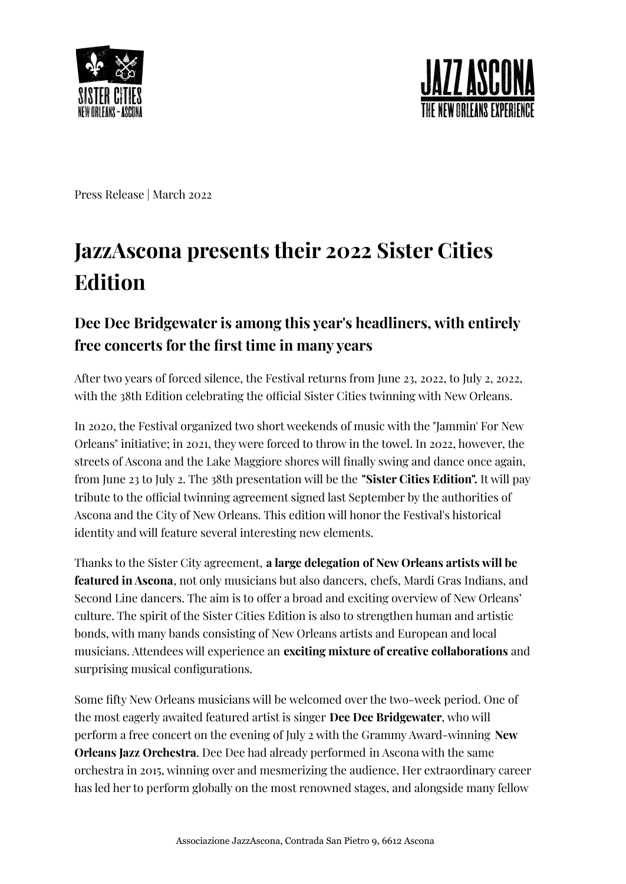Press Release | March 2022

# JazzAscona presents their 2022 Sister Cities Edition

## Dee Dee Bridgewater is among this year's headliners, with entirely free concerts for the first time in many years

After two years of forced silence, the Festival returns from June 23, 2022, to July 2, 2022, with the 38th Edition celebrating the official Sister Cities twinning with New Orleans.

In 2020, the Festival organized two short weekends of music with the "Jammin' For New Orleans" initiative; in 2021, they were forced to throw in the towel. In 2022, however, the streets of Ascona and the Lake Maggiore shores will finally swing and dance once again, from June 23 to July 2. The 38th presentation will be the **"Sister Cities Edition".** It will pay tribute to the official twinning agreement signed last September by the authorities of Ascona and the City of New Orleans. This edition will honor the Festival's historical identity and will feature several interesting new elements.

Thanks to the Sister City agreement, **a large delegation of New Orleans artists will be featured in Ascona**, not only musicians but also dancers, chefs, Mardi Gras Indians, and Second Line dancers. The aim is to offer a broad and exciting overview of New Orleans' culture. The spirit of the Sister Cities Edition is also to strengthen human and artistic bonds, with many bands consisting of New Orleans artists and European and local musicians. Attendees will experience an **exciting mixture of creative collaborations** and surprising musical configurations.

Some fifty New Orleans musicians will be welcomed over the two-week period. One of the most eagerly awaited featured artist is singer **Dee Dee Bridgewater**, who will perform a free concert on the evening of July 2 with the Grammy Award-winning **New Orleans Jazz Orchestra**. Dee Dee had already performed in Ascona with the same orchestra in 2015, winning over and mesmerizing the audience. Her extraordinary career has led her to perform globally on the most renowned stages, and alongside many fellow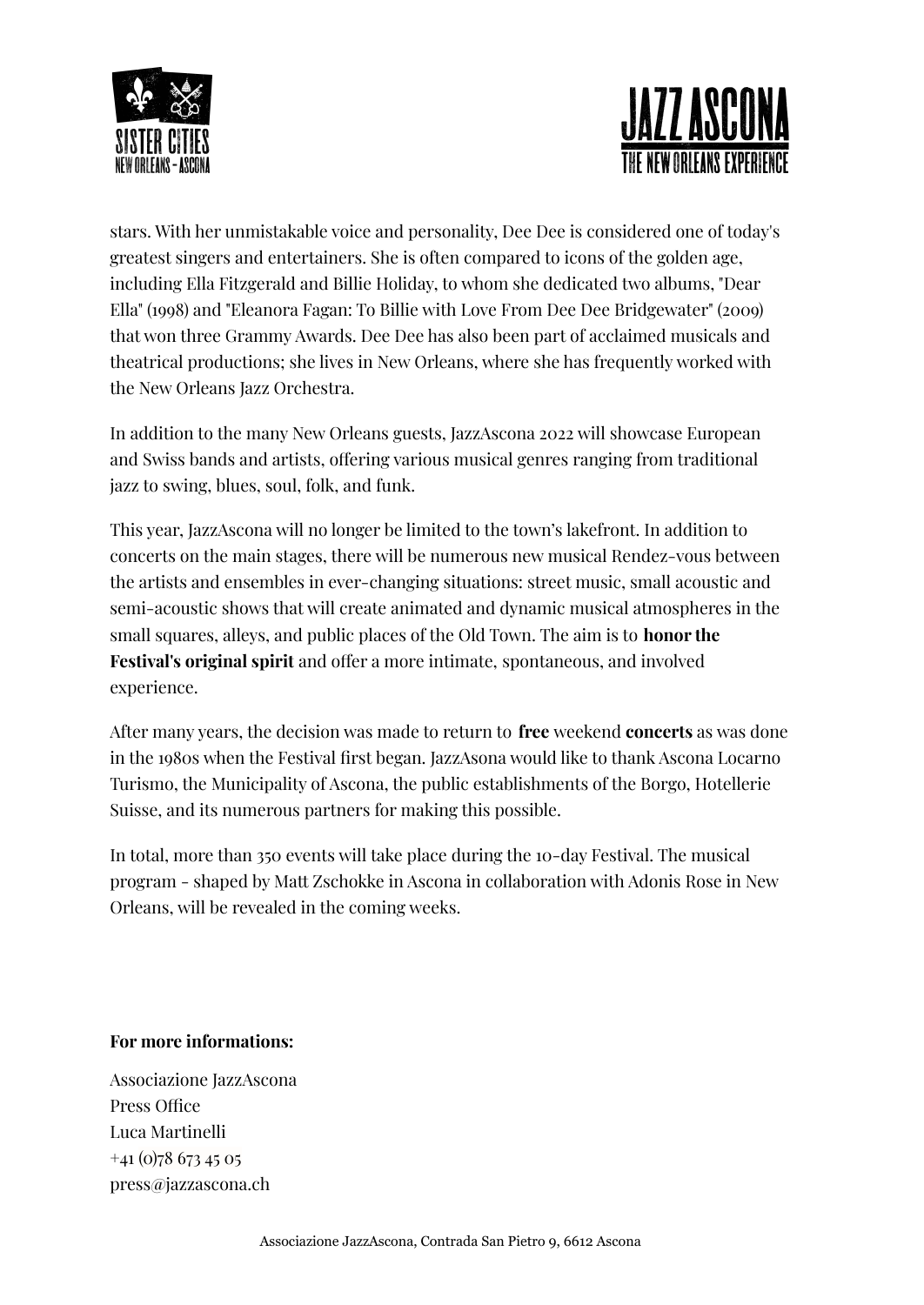stars. With her unmistakable voice and personality, Dee Dee is considered one of today's greatest singers and entertainers. She is often compared to icons of the golden age, including Ella Fitzgerald and Billie Holiday, to whom she dedicated two albums, "Dear Ella" (1998) and "Eleanora Fagan: To Billie with Love From Dee Dee Bridgewater" (2009) that won three Grammy Awards. Dee Dee has also been part of acclaimed musicals and theatrical productions; she lives in New Orleans, where she has frequently worked with the New Orleans Jazz Orchestra.

In addition to the many New Orleans guests, JazzAscona 2022 will showcase European and Swiss bands and artists, offering various musical genres ranging from traditional jazz to swing, blues, soul, folk, and funk.

This year, JazzAscona will no longer be limited to the town's lakefront. In addition to concerts on the main stages, there will be numerous new musical Rendez-vous between the artists and ensembles in ever-changing situations: street music, small acoustic and semi-acoustic shows that will create animated and dynamic musical atmospheres in the small squares, alleys, and public places of the Old Town. The aim is to **honor the Festival's original spirit** and offer a more intimate, spontaneous, and involved experience.

After many years, the decision was made to return to **free** weekend **concerts** as was done in the 1980s when the Festival first began. JazzAsona would like to thank Ascona Locarno Turismo, the Municipality of Ascona, the public establishments of the Borgo, Hotellerie Suisse, and its numerous partners for making this possible.

In total, more than 350 events will take place during the 10-day Festival. The musical program - shaped by Matt Zschokke in Ascona in collaboration with Adonis Rose in New Orleans, will be revealed in the coming weeks.

**For more informations:**

Associazione JazzAscona
Press Office
Luca Martinelli
+41 (0)78 673 45 05
press@jazzascona.ch